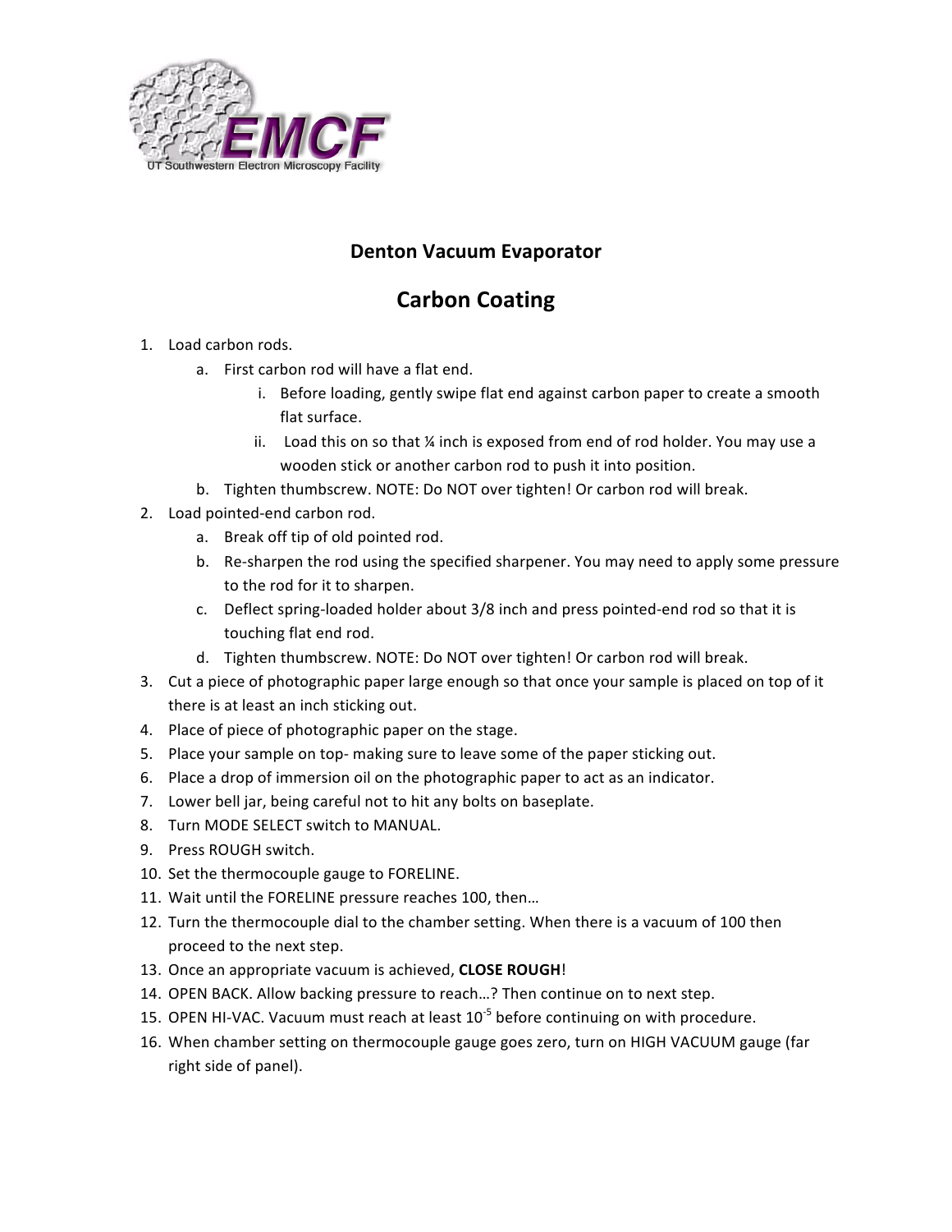# Denton Vacuum Evaporator

## Carbon Coating

1. Load carbon rods.
   a. First carbon rod will have a flat end.
      i. Before loading, gently swipe flat end against carbon paper to create a smooth flat surface.
      ii. Load this on so that ¼ inch is exposed from end of rod holder. You may use a wooden stick or another carbon rod to push it into position.
   b. Tighten thumbscrew. NOTE: Do NOT over tighten! Or carbon rod will break.
2. Load pointed-end carbon rod.
   a. Break off tip of old pointed rod.
   b. Re-sharpen the rod using the specified sharpener. You may need to apply some pressure to the rod for it to sharpen.
   c. Deflect spring-loaded holder about 3/8 inch and press pointed-end rod so that it is touching flat end rod.
   d. Tighten thumbscrew. NOTE: Do NOT over tighten! Or carbon rod will break.
3. Cut a piece of photographic paper large enough so that once your sample is placed on top of it there is at least an inch sticking out.
4. Place of piece of photographic paper on the stage.
5. Place your sample on top- making sure to leave some of the paper sticking out.
6. Place a drop of immersion oil on the photographic paper to act as an indicator.
7. Lower bell jar, being careful not to hit any bolts on baseplate.
8. Turn MODE SELECT switch to MANUAL.
9. Press ROUGH switch.
10. Set the thermocouple gauge to FORELINE.
11. Wait until the FORELINE pressure reaches 100, then…
12. Turn the thermocouple dial to the chamber setting. When there is a vacuum of 100 then proceed to the next step.
13. Once an appropriate vacuum is achieved, **CLOSE ROUGH**!
14. OPEN BACK. Allow backing pressure to reach…? Then continue on to next step.
15. OPEN HI-VAC. Vacuum must reach at least $10^{-5}$ before continuing on with procedure.
16. When chamber setting on thermocouple gauge goes zero, turn on HIGH VACUUM gauge (far right side of panel).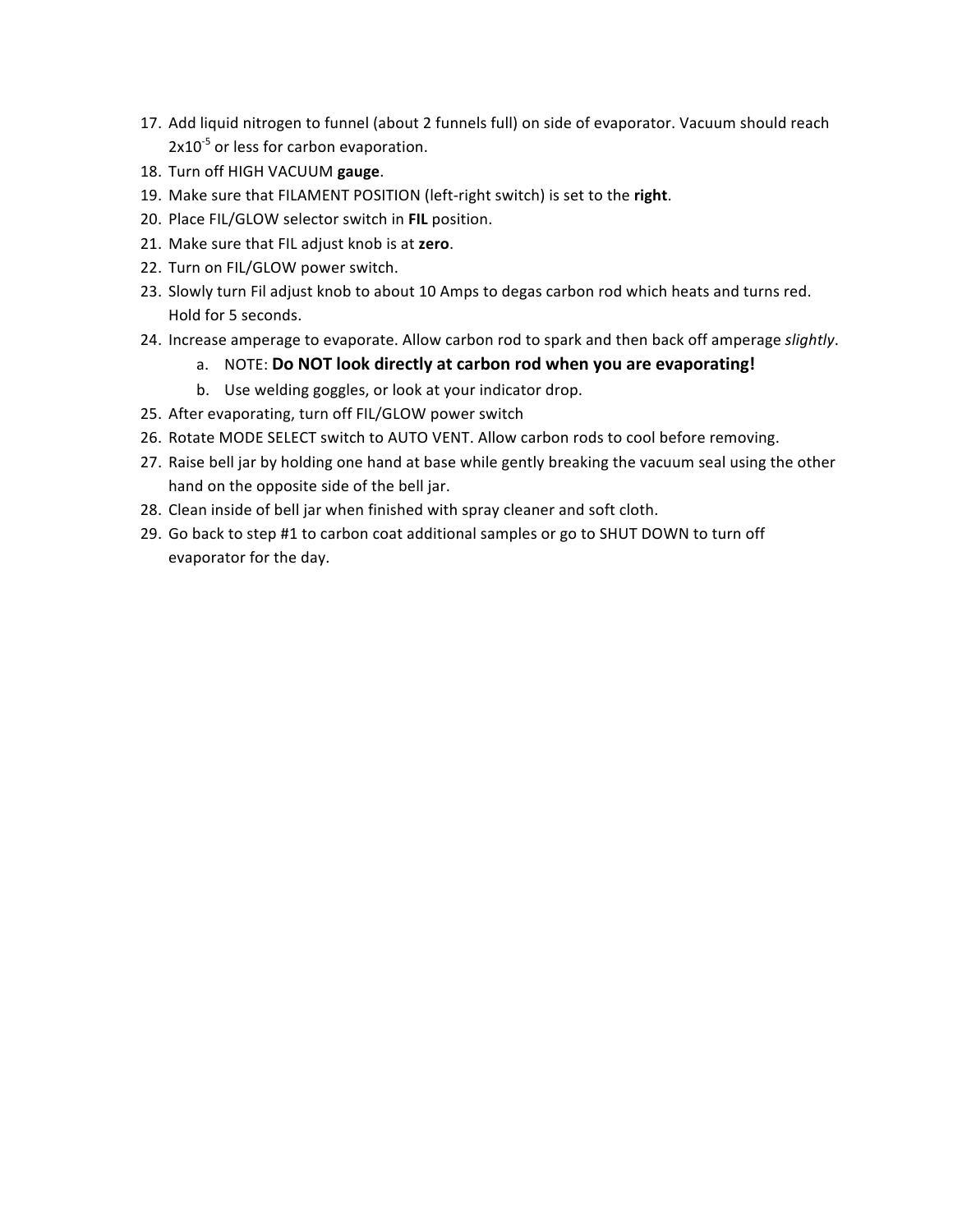17. Add liquid nitrogen to funnel (about 2 funnels full) on side of evaporator. Vacuum should reach $2x10^{-5}$ or less for carbon evaporation.
18. Turn off HIGH VACUUM **gauge**.
19. Make sure that FILAMENT POSITION (left-right switch) is set to the **right**.
20. Place FIL/GLOW selector switch in **FIL** position.
21. Make sure that FIL adjust knob is at **zero**.
22. Turn on FIL/GLOW power switch.
23. Slowly turn Fil adjust knob to about 10 Amps to degas carbon rod which heats and turns red. Hold for 5 seconds.
24. Increase amperage to evaporate. Allow carbon rod to spark and then back off amperage *slightly*.
    a. NOTE: **Do NOT look directly at carbon rod when you are evaporating!**
    b. Use welding goggles, or look at your indicator drop.
25. After evaporating, turn off FIL/GLOW power switch
26. Rotate MODE SELECT switch to AUTO VENT. Allow carbon rods to cool before removing.
27. Raise bell jar by holding one hand at base while gently breaking the vacuum seal using the other hand on the opposite side of the bell jar.
28. Clean inside of bell jar when finished with spray cleaner and soft cloth.
29. Go back to step #1 to carbon coat additional samples or go to SHUT DOWN to turn off evaporator for the day.